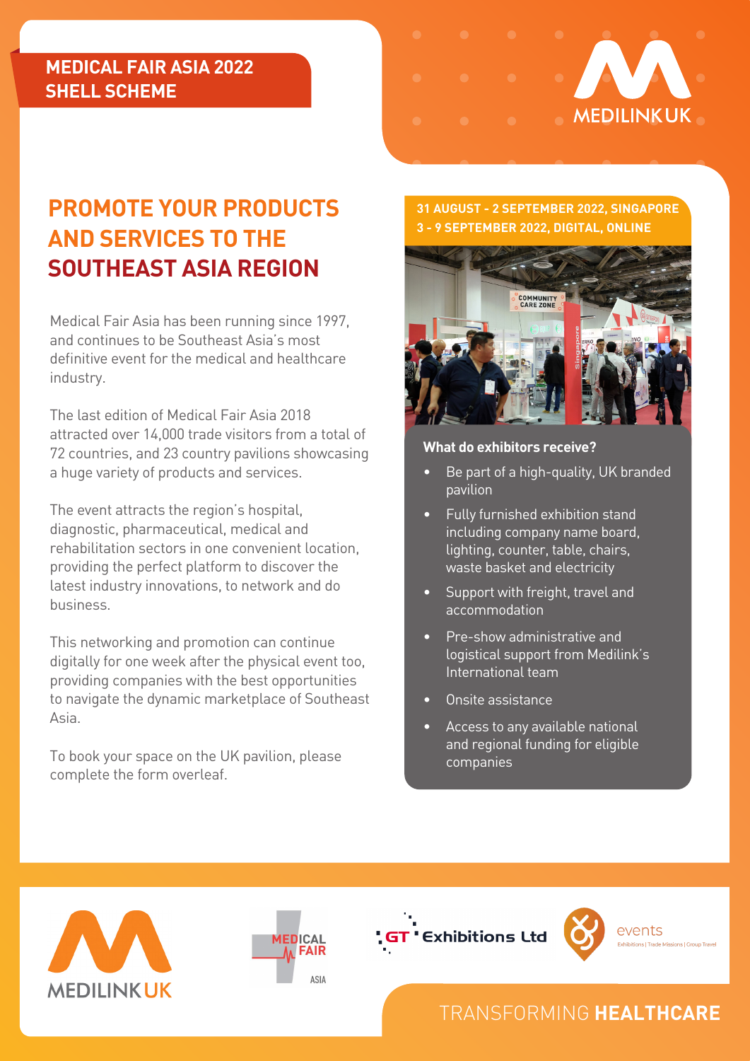# MEDICAL FAIR ASIA 2022 SHELL SCHEME

MEDILINK UK

## PROMOTE YOUR PRODUCTS AND SERVICES TO THE SOUTHEAST ASIA REGION

Medical Fair Asia has been running since 1997, and continues to be Southeast Asia's most definitive event for the medical and healthcare industry.

The last edition of Medical Fair Asia 2018 attracted over 14,000 trade visitors from a total of 72 countries, and 23 country pavilions showcasing a huge variety of products and services.

The event attracts the region's hospital, diagnostic, pharmaceutical, medical and rehabilitation sectors in one convenient location, providing the perfect platform to discover the latest industry innovations, to network and do business.

This networking and promotion can continue digitally for one week after the physical event too, providing companies with the best opportunities to navigate the dynamic marketplace of Southeast Asia.

To book your space on the UK pavilion, please complete the form overleaf.

**31 AUGUST - 2 SEPTEMBER 2022, SINGAPORE**
**3 - 9 SEPTEMBER 2022, DIGITAL, ONLINE**

### What do exhibitors receive?

- Be part of a high-quality, UK branded pavilion
- Fully furnished exhibition stand including company name board, lighting, counter, table, chairs, waste basket and electricity
- Support with freight, travel and accommodation
- Pre-show administrative and logistical support from Medilink's International team
- Onsite assistance
- Access to any available national and regional funding for eligible companies

MEDILINK UK | MEDICAL FAIR ASIA | GT Exhibitions Ltd | events — Exhibitions | Trade Missions | Group Travel

TRANSFORMING **HEALTHCARE**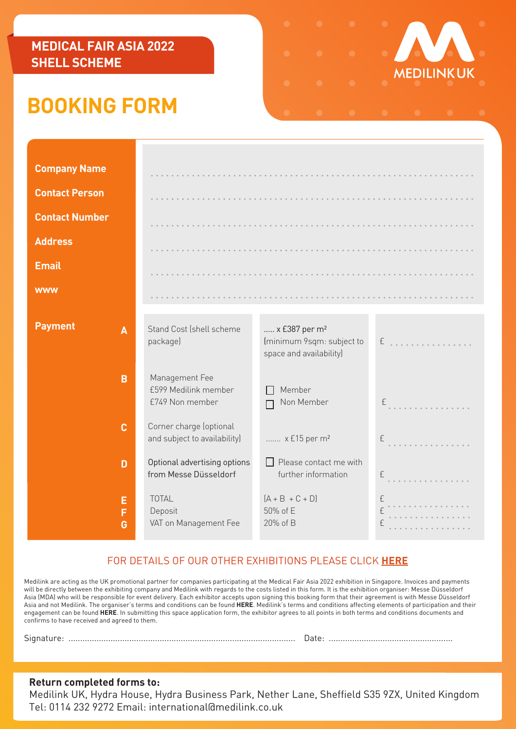**MEDICAL FAIR ASIA 2022**
**SHELL SCHEME**

MEDILINK UK

# BOOKING FORM

**Company Name** ..................................................................

**Contact Person** ..................................................................

**Contact Number** ..................................................................

**Address** ..................................................................

**Email** ..................................................................

**www** ..................................................................

**Payment**

| | | | |
|---|---|---|---|
| **A** | Stand Cost (shell scheme package) | ..... x £387 per m² (minimum 9sqm: subject to space and availability) | £ ................ |
| **B** | Management Fee £599 Medilink member £749 Non member | ☐ Member ☐ Non Member | £ ................ |
| **C** | Corner charge (optional and subject to availability) | ....... x £15 per m² | £ ................ |
| **D** | Optional advertising options from Messe Düsseldorf | ☐ Please contact me with further information | £ ................ |
| **E** | TOTAL | (A + B + C + D) | £ ................ |
| **F** | Deposit | 50% of E | £ ................ |
| **G** | VAT on Management Fee | 20% of B | £ ................ |

FOR DETAILS OF OUR OTHER EXHIBITIONS PLEASE CLICK **HERE**

Medilink are acting as the UK promotional partner for companies participating at the Medical Fair Asia 2022 exhibition in Singapore. Invoices and payments will be directly between the exhibiting company and Medilink with regards to the costs listed in this form. It is the exhibition organiser: Messe Düsseldorf Asia (MDA) who will be responsible for event delivery. Each exhibitor accepts upon signing this booking form that their agreement is with Messe Düsseldorf Asia and not Medilink. The organiser's terms and conditions can be found **HERE**. Medilink's terms and conditions affecting elements of participation and their engagement can be found **HERE**. In submitting this space application form, the exhibitor agrees to all points in both terms and conditions documents and confirms to have received and agreed to them.

Signature: ................................................................................................ Date: ....................................................

**Return completed forms to:**
Medilink UK, Hydra House, Hydra Business Park, Nether Lane, Sheffield S35 9ZX, United Kingdom
Tel: 0114 232 9272 Email: international@medilink.co.uk